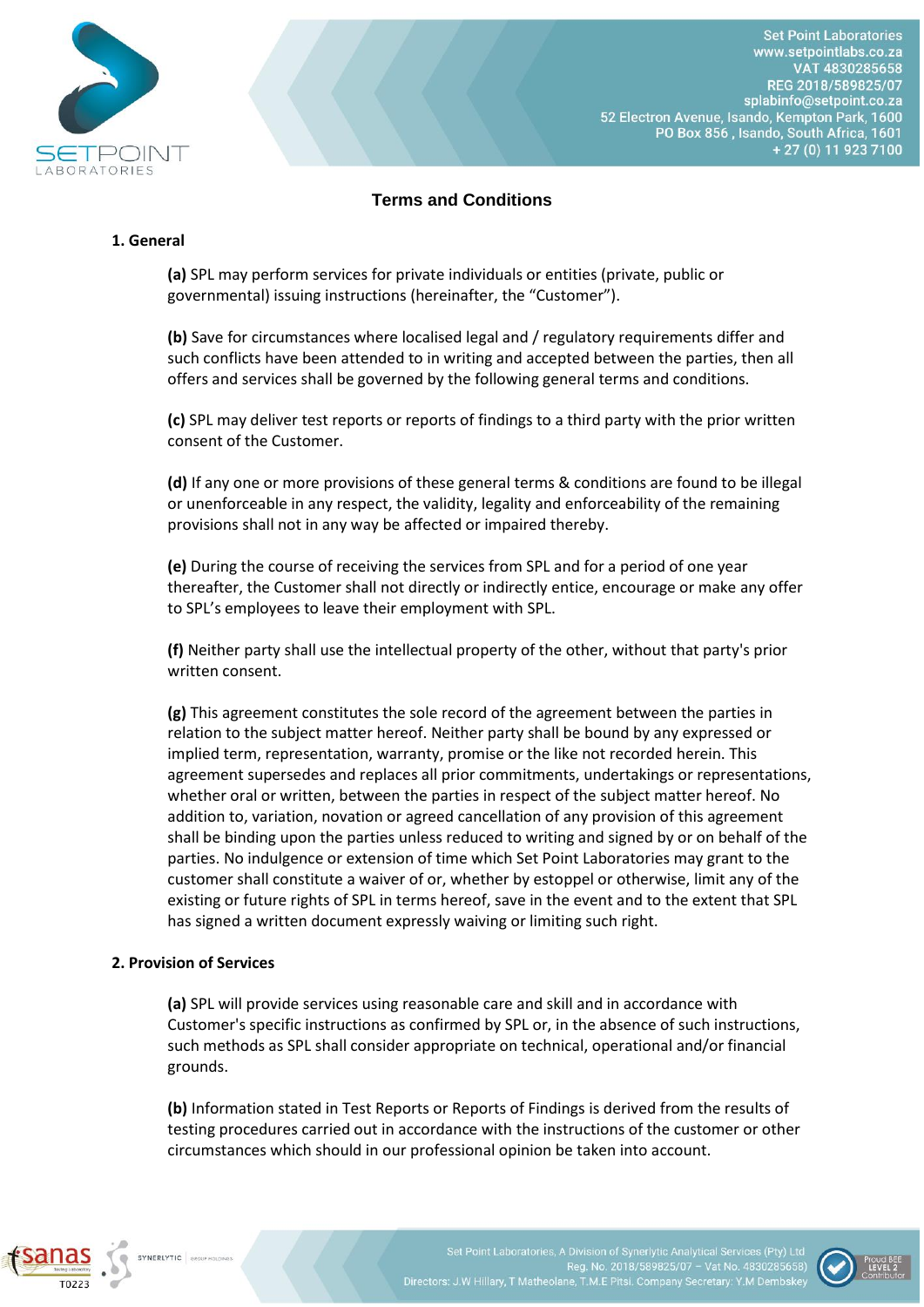## Terms and Conditions

### 1. General

**(a)** SPL may perform services for private individuals or entities (private, public or governmental) issuing instructions (hereinafter, the "Customer").

**(b)** Save for circumstances where localised legal and / regulatory requirements differ and such conflicts have been attended to in writing and accepted between the parties, then all offers and services shall be governed by the following general terms and conditions.

**(c)** SPL may deliver test reports or reports of findings to a third party with the prior written consent of the Customer.

**(d)** If any one or more provisions of these general terms & conditions are found to be illegal or unenforceable in any respect, the validity, legality and enforceability of the remaining provisions shall not in any way be affected or impaired thereby.

**(e)** During the course of receiving the services from SPL and for a period of one year thereafter, the Customer shall not directly or indirectly entice, encourage or make any offer to SPL's employees to leave their employment with SPL.

**(f)** Neither party shall use the intellectual property of the other, without that party's prior written consent.

**(g)** This agreement constitutes the sole record of the agreement between the parties in relation to the subject matter hereof. Neither party shall be bound by any expressed or implied term, representation, warranty, promise or the like not recorded herein. This agreement supersedes and replaces all prior commitments, undertakings or representations, whether oral or written, between the parties in respect of the subject matter hereof. No addition to, variation, novation or agreed cancellation of any provision of this agreement shall be binding upon the parties unless reduced to writing and signed by or on behalf of the parties. No indulgence or extension of time which Set Point Laboratories may grant to the customer shall constitute a waiver of or, whether by estoppel or otherwise, limit any of the existing or future rights of SPL in terms hereof, save in the event and to the extent that SPL has signed a written document expressly waiving or limiting such right.

### 2. Provision of Services

**(a)** SPL will provide services using reasonable care and skill and in accordance with Customer's specific instructions as confirmed by SPL or, in the absence of such instructions, such methods as SPL shall consider appropriate on technical, operational and/or financial grounds.

**(b)** Information stated in Test Reports or Reports of Findings is derived from the results of testing procedures carried out in accordance with the instructions of the customer or other circumstances which should in our professional opinion be taken into account.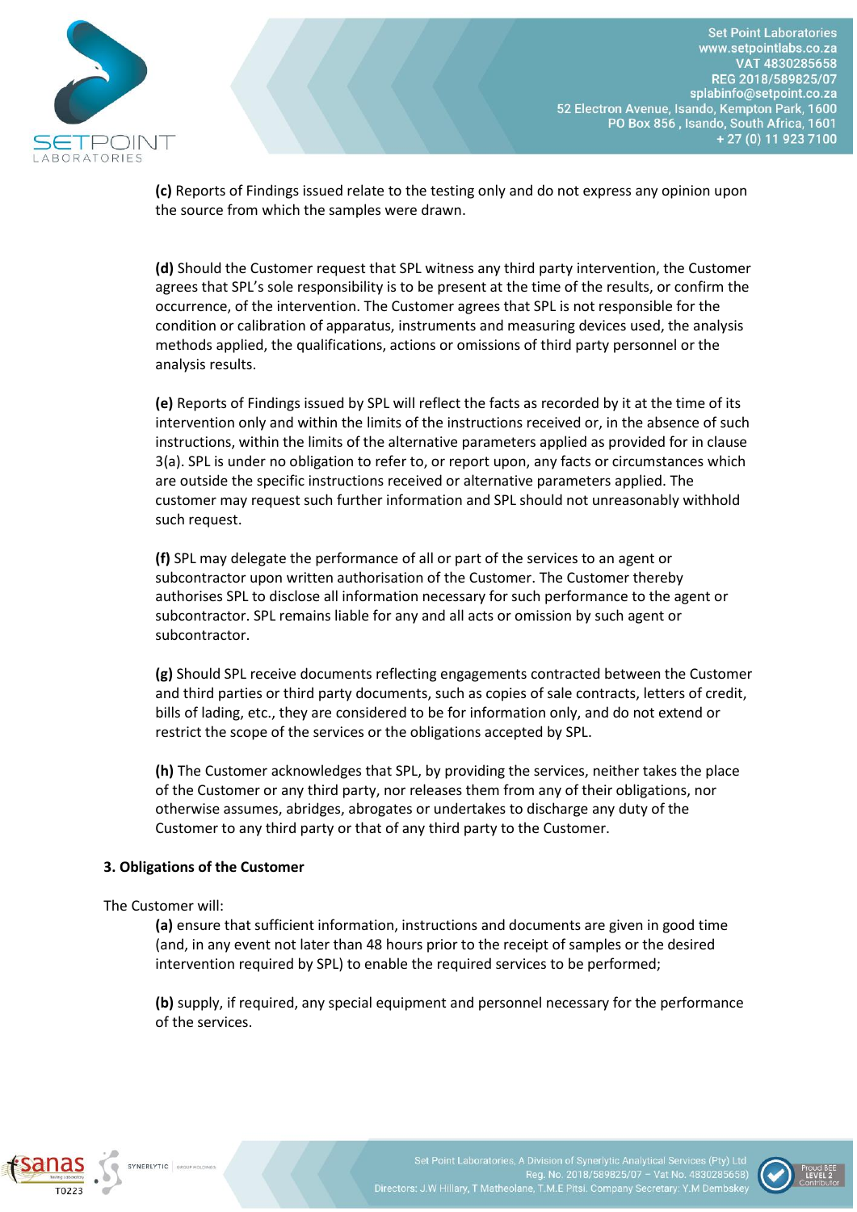**(c)** Reports of Findings issued relate to the testing only and do not express any opinion upon the source from which the samples were drawn.

**(d)** Should the Customer request that SPL witness any third party intervention, the Customer agrees that SPL's sole responsibility is to be present at the time of the results, or confirm the occurrence, of the intervention. The Customer agrees that SPL is not responsible for the condition or calibration of apparatus, instruments and measuring devices used, the analysis methods applied, the qualifications, actions or omissions of third party personnel or the analysis results.

**(e)** Reports of Findings issued by SPL will reflect the facts as recorded by it at the time of its intervention only and within the limits of the instructions received or, in the absence of such instructions, within the limits of the alternative parameters applied as provided for in clause 3(a). SPL is under no obligation to refer to, or report upon, any facts or circumstances which are outside the specific instructions received or alternative parameters applied. The customer may request such further information and SPL should not unreasonably withhold such request.

**(f)** SPL may delegate the performance of all or part of the services to an agent or subcontractor upon written authorisation of the Customer. The Customer thereby authorises SPL to disclose all information necessary for such performance to the agent or subcontractor. SPL remains liable for any and all acts or omission by such agent or subcontractor.

**(g)** Should SPL receive documents reflecting engagements contracted between the Customer and third parties or third party documents, such as copies of sale contracts, letters of credit, bills of lading, etc., they are considered to be for information only, and do not extend or restrict the scope of the services or the obligations accepted by SPL.

**(h)** The Customer acknowledges that SPL, by providing the services, neither takes the place of the Customer or any third party, nor releases them from any of their obligations, nor otherwise assumes, abridges, abrogates or undertakes to discharge any duty of the Customer to any third party or that of any third party to the Customer.

**3. Obligations of the Customer**

The Customer will:

**(a)** ensure that sufficient information, instructions and documents are given in good time (and, in any event not later than 48 hours prior to the receipt of samples or the desired intervention required by SPL) to enable the required services to be performed;

**(b)** supply, if required, any special equipment and personnel necessary for the performance of the services.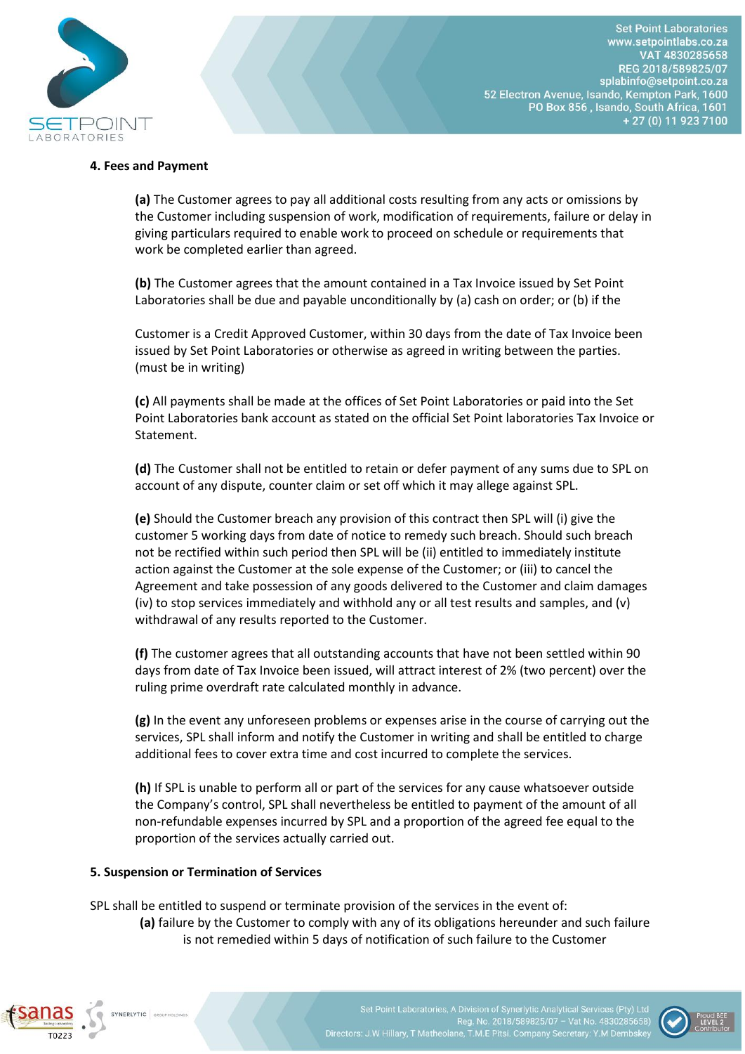### 4. Fees and Payment

**(a)** The Customer agrees to pay all additional costs resulting from any acts or omissions by the Customer including suspension of work, modification of requirements, failure or delay in giving particulars required to enable work to proceed on schedule or requirements that work be completed earlier than agreed.

**(b)** The Customer agrees that the amount contained in a Tax Invoice issued by Set Point Laboratories shall be due and payable unconditionally by (a) cash on order; or (b) if the

Customer is a Credit Approved Customer, within 30 days from the date of Tax Invoice been issued by Set Point Laboratories or otherwise as agreed in writing between the parties. (must be in writing)

**(c)** All payments shall be made at the offices of Set Point Laboratories or paid into the Set Point Laboratories bank account as stated on the official Set Point laboratories Tax Invoice or Statement.

**(d)** The Customer shall not be entitled to retain or defer payment of any sums due to SPL on account of any dispute, counter claim or set off which it may allege against SPL.

**(e)** Should the Customer breach any provision of this contract then SPL will (i) give the customer 5 working days from date of notice to remedy such breach. Should such breach not be rectified within such period then SPL will be (ii) entitled to immediately institute action against the Customer at the sole expense of the Customer; or (iii) to cancel the Agreement and take possession of any goods delivered to the Customer and claim damages (iv) to stop services immediately and withhold any or all test results and samples, and (v) withdrawal of any results reported to the Customer.

**(f)** The customer agrees that all outstanding accounts that have not been settled within 90 days from date of Tax Invoice been issued, will attract interest of 2% (two percent) over the ruling prime overdraft rate calculated monthly in advance.

**(g)** In the event any unforeseen problems or expenses arise in the course of carrying out the services, SPL shall inform and notify the Customer in writing and shall be entitled to charge additional fees to cover extra time and cost incurred to complete the services.

**(h)** If SPL is unable to perform all or part of the services for any cause whatsoever outside the Company's control, SPL shall nevertheless be entitled to payment of the amount of all non-refundable expenses incurred by SPL and a proportion of the agreed fee equal to the proportion of the services actually carried out.

### 5. Suspension or Termination of Services

SPL shall be entitled to suspend or terminate provision of the services in the event of:

**(a)** failure by the Customer to comply with any of its obligations hereunder and such failure is not remedied within 5 days of notification of such failure to the Customer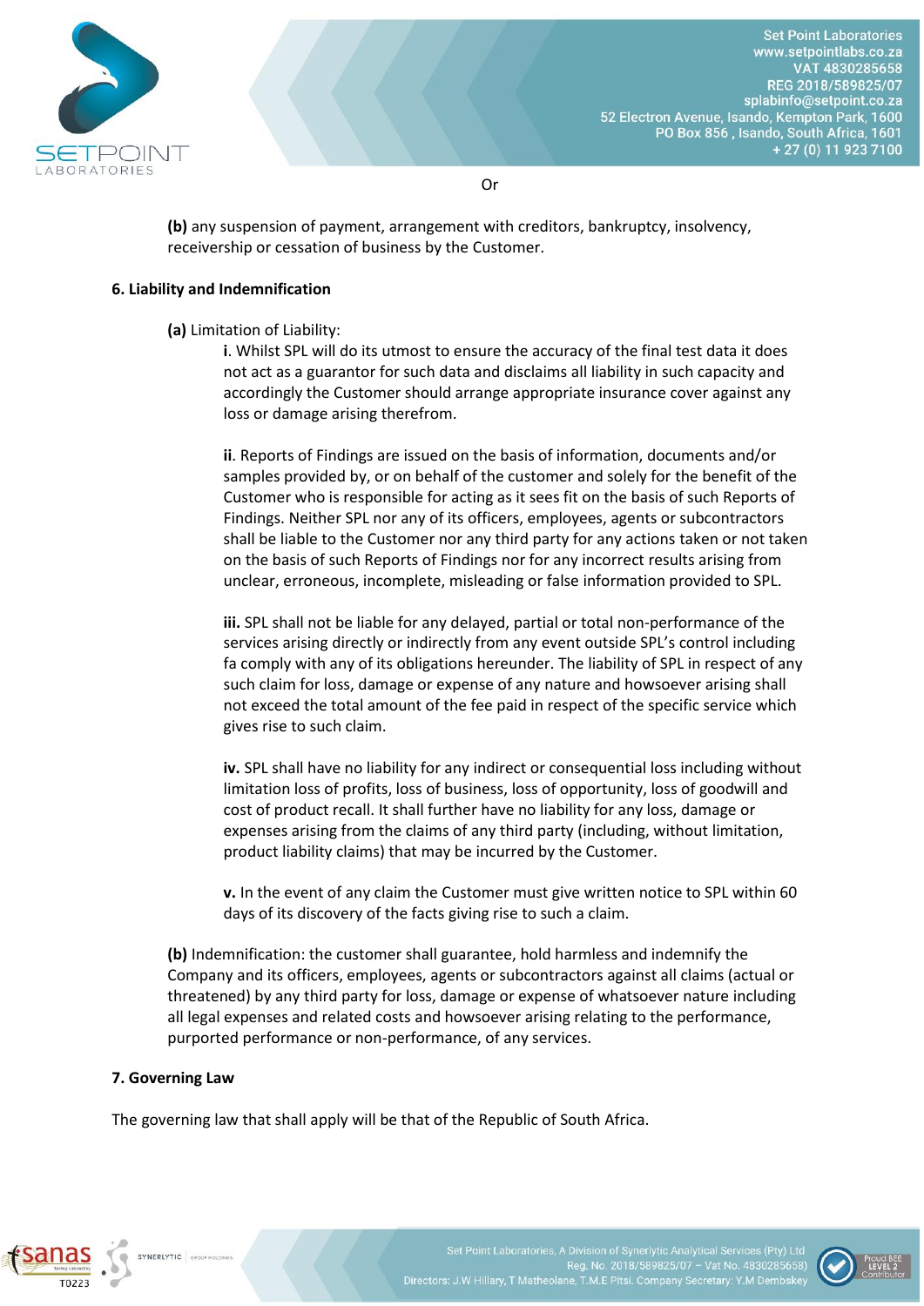Or

**(b)** any suspension of payment, arrangement with creditors, bankruptcy, insolvency, receivership or cessation of business by the Customer.

## 6. Liability and Indemnification

**(a)** Limitation of Liability:

**i**. Whilst SPL will do its utmost to ensure the accuracy of the final test data it does not act as a guarantor for such data and disclaims all liability in such capacity and accordingly the Customer should arrange appropriate insurance cover against any loss or damage arising therefrom.

**ii**. Reports of Findings are issued on the basis of information, documents and/or samples provided by, or on behalf of the customer and solely for the benefit of the Customer who is responsible for acting as it sees fit on the basis of such Reports of Findings. Neither SPL nor any of its officers, employees, agents or subcontractors shall be liable to the Customer nor any third party for any actions taken or not taken on the basis of such Reports of Findings nor for any incorrect results arising from unclear, erroneous, incomplete, misleading or false information provided to SPL.

**iii.** SPL shall not be liable for any delayed, partial or total non-performance of the services arising directly or indirectly from any event outside SPL's control including fa comply with any of its obligations hereunder. The liability of SPL in respect of any such claim for loss, damage or expense of any nature and howsoever arising shall not exceed the total amount of the fee paid in respect of the specific service which gives rise to such claim.

**iv.** SPL shall have no liability for any indirect or consequential loss including without limitation loss of profits, loss of business, loss of opportunity, loss of goodwill and cost of product recall. It shall further have no liability for any loss, damage or expenses arising from the claims of any third party (including, without limitation, product liability claims) that may be incurred by the Customer.

**v.** In the event of any claim the Customer must give written notice to SPL within 60 days of its discovery of the facts giving rise to such a claim.

**(b)** Indemnification: the customer shall guarantee, hold harmless and indemnify the Company and its officers, employees, agents or subcontractors against all claims (actual or threatened) by any third party for loss, damage or expense of whatsoever nature including all legal expenses and related costs and howsoever arising relating to the performance, purported performance or non-performance, of any services.

## 7. Governing Law

The governing law that shall apply will be that of the Republic of South Africa.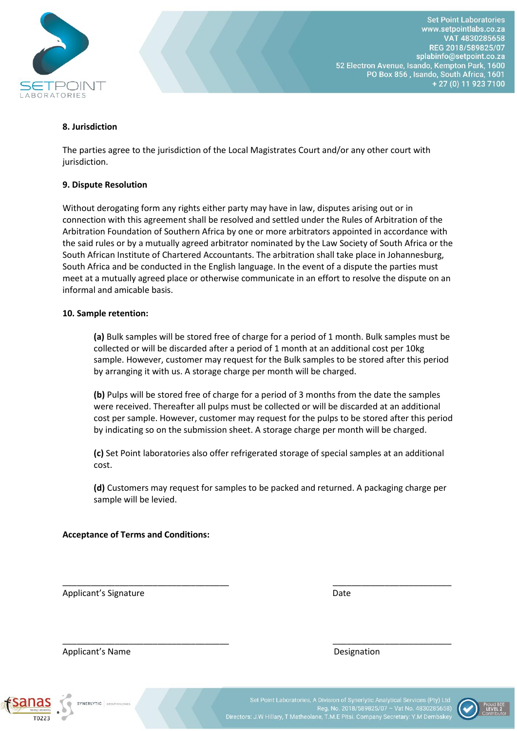**8. Jurisdiction**

The parties agree to the jurisdiction of the Local Magistrates Court and/or any other court with jurisdiction.

**9. Dispute Resolution**

Without derogating form any rights either party may have in law, disputes arising out or in connection with this agreement shall be resolved and settled under the Rules of Arbitration of the Arbitration Foundation of Southern Africa by one or more arbitrators appointed in accordance with the said rules or by a mutually agreed arbitrator nominated by the Law Society of South Africa or the South African Institute of Chartered Accountants. The arbitration shall take place in Johannesburg, South Africa and be conducted in the English language. In the event of a dispute the parties must meet at a mutually agreed place or otherwise communicate in an effort to resolve the dispute on an informal and amicable basis.

**10. Sample retention:**

**(a)** Bulk samples will be stored free of charge for a period of 1 month. Bulk samples must be collected or will be discarded after a period of 1 month at an additional cost per 10kg sample. However, customer may request for the Bulk samples to be stored after this period by arranging it with us. A storage charge per month will be charged.

**(b)** Pulps will be stored free of charge for a period of 3 months from the date the samples were received. Thereafter all pulps must be collected or will be discarded at an additional cost per sample. However, customer may request for the pulps to be stored after this period by indicating so on the submission sheet. A storage charge per month will be charged.

**(c)** Set Point laboratories also offer refrigerated storage of special samples at an additional cost.

**(d)** Customers may request for samples to be packed and returned. A packaging charge per sample will be levied.

**Acceptance of Terms and Conditions:**

\_\_\_\_\_\_\_\_\_\_\_\_\_\_\_\_\_\_\_\_\_\_\_\_\_\_\_\_\_\_\_\_\_\_\_\_ &nbsp;&nbsp;&nbsp;&nbsp; \_\_\_\_\_\_\_\_\_\_\_\_\_\_\_\_\_\_\_\_\_\_\_\_\_\_

Applicant's Signature &nbsp;&nbsp;&nbsp;&nbsp; Date

\_\_\_\_\_\_\_\_\_\_\_\_\_\_\_\_\_\_\_\_\_\_\_\_\_\_\_\_\_\_\_\_\_\_\_\_ &nbsp;&nbsp;&nbsp;&nbsp; \_\_\_\_\_\_\_\_\_\_\_\_\_\_\_\_\_\_\_\_\_\_\_\_\_\_

Applicant's Name &nbsp;&nbsp;&nbsp;&nbsp; Designation